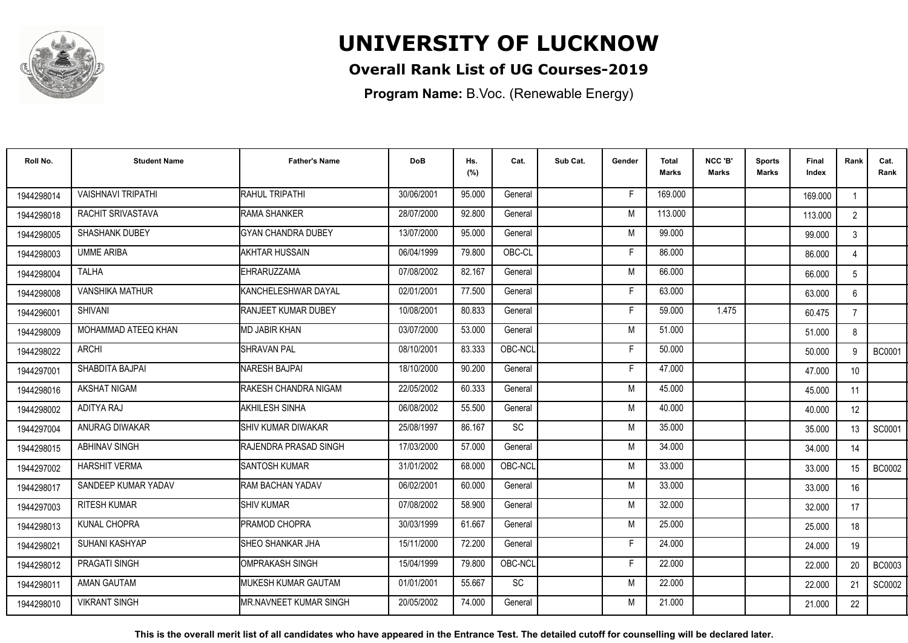# UNIVERSITY OF LUCKNOW

## Overall Rank List of UG Courses-2019

**Program Name:** B.Voc. (Renewable Energy)

| Roll No. | Student Name | Father's Name | DoB | Hs. (%) | Cat. | Sub Cat. | Gender | Total Marks | NCC 'B' Marks | Sports Marks | Final Index | Rank | Cat. Rank |
|---|---|---|---|---|---|---|---|---|---|---|---|---|---|
| 1944298014 | VAISHNAVI TRIPATHI | RAHUL TRIPATHI | 30/06/2001 | 95.000 | General | | F | 169.000 | | | 169.000 | 1 | |
| 1944298018 | RACHIT SRIVASTAVA | RAMA SHANKER | 28/07/2000 | 92.800 | General | | M | 113.000 | | | 113.000 | 2 | |
| 1944298005 | SHASHANK DUBEY | GYAN CHANDRA DUBEY | 13/07/2000 | 95.000 | General | | M | 99.000 | | | 99.000 | 3 | |
| 1944298003 | UMME ARIBA | AKHTAR HUSSAIN | 06/04/1999 | 79.800 | OBC-CL | | F | 86.000 | | | 86.000 | 4 | |
| 1944298004 | TALHA | EHRARUZZAMA | 07/08/2002 | 82.167 | General | | M | 66.000 | | | 66.000 | 5 | |
| 1944298008 | VANSHIKA MATHUR | KANCHELESHWAR DAYAL | 02/01/2001 | 77.500 | General | | F | 63.000 | | | 63.000 | 6 | |
| 1944296001 | SHIVANI | RANJEET KUMAR DUBEY | 10/08/2001 | 80.833 | General | | F | 59.000 | 1.475 | | 60.475 | 7 | |
| 1944298009 | MOHAMMAD ATEEQ KHAN | MD JABIR KHAN | 03/07/2000 | 53.000 | General | | M | 51.000 | | | 51.000 | 8 | |
| 1944298022 | ARCHI | SHRAVAN PAL | 08/10/2001 | 83.333 | OBC-NCL | | F | 50.000 | | | 50.000 | 9 | BC0001 |
| 1944297001 | SHABDITA BAJPAI | NARESH BAJPAI | 18/10/2000 | 90.200 | General | | F | 47.000 | | | 47.000 | 10 | |
| 1944298016 | AKSHAT NIGAM | RAKESH CHANDRA NIGAM | 22/05/2002 | 60.333 | General | | M | 45.000 | | | 45.000 | 11 | |
| 1944298002 | ADITYA RAJ | AKHILESH SINHA | 06/08/2002 | 55.500 | General | | M | 40.000 | | | 40.000 | 12 | |
| 1944297004 | ANURAG DIWAKAR | SHIV KUMAR DIWAKAR | 25/08/1997 | 86.167 | SC | | M | 35.000 | | | 35.000 | 13 | SC0001 |
| 1944298015 | ABHINAV SINGH | RAJENDRA PRASAD SINGH | 17/03/2000 | 57.000 | General | | M | 34.000 | | | 34.000 | 14 | |
| 1944297002 | HARSHIT VERMA | SANTOSH KUMAR | 31/01/2002 | 68.000 | OBC-NCL | | M | 33.000 | | | 33.000 | 15 | BC0002 |
| 1944298017 | SANDEEP KUMAR YADAV | RAM BACHAN YADAV | 06/02/2001 | 60.000 | General | | M | 33.000 | | | 33.000 | 16 | |
| 1944297003 | RITESH KUMAR | SHIV KUMAR | 07/08/2002 | 58.900 | General | | M | 32.000 | | | 32.000 | 17 | |
| 1944298013 | KUNAL CHOPRA | PRAMOD CHOPRA | 30/03/1999 | 61.667 | General | | M | 25.000 | | | 25.000 | 18 | |
| 1944298021 | SUHANI KASHYAP | SHEO SHANKAR JHA | 15/11/2000 | 72.200 | General | | F | 24.000 | | | 24.000 | 19 | |
| 1944298012 | PRAGATI SINGH | OMPRAKASH SINGH | 15/04/1999 | 79.800 | OBC-NCL | | F | 22.000 | | | 22.000 | 20 | BC0003 |
| 1944298011 | AMAN GAUTAM | MUKESH KUMAR GAUTAM | 01/01/2001 | 55.667 | SC | | M | 22.000 | | | 22.000 | 21 | SC0002 |
| 1944298010 | VIKRANT SINGH | MR.NAVNEET KUMAR SINGH | 20/05/2002 | 74.000 | General | | M | 21.000 | | | 21.000 | 22 | |

**This is the overall merit list of all candidates who have appeared in the Entrance Test. The detailed cutoff for counselling will be declared later.**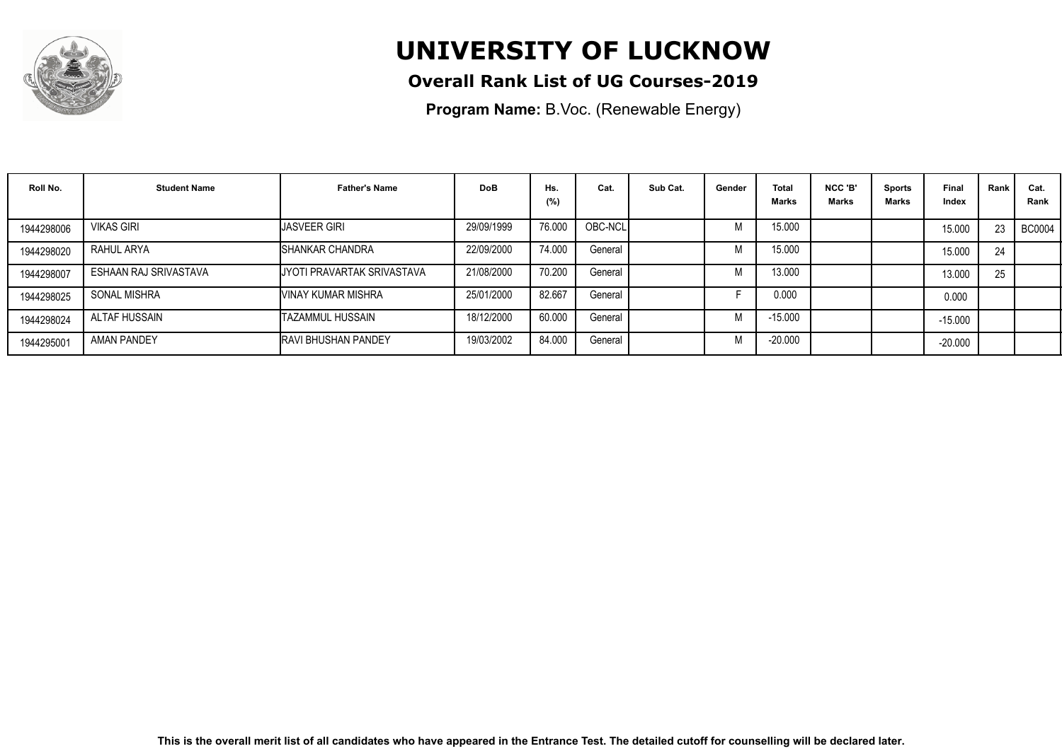# UNIVERSITY OF LUCKNOW

## Overall Rank List of UG Courses-2019

**Program Name:** B.Voc. (Renewable Energy)

| Roll No. | Student Name | Father's Name | DoB | Hs. (%) | Cat. | Sub Cat. | Gender | Total Marks | NCC 'B' Marks | Sports Marks | Final Index | Rank | Cat. Rank |
|---|---|---|---|---|---|---|---|---|---|---|---|---|---|
| 1944298006 | VIKAS GIRI | JASVEER GIRI | 29/09/1999 | 76.000 | OBC-NCL | | M | 15.000 | | | 15.000 | 23 | BC0004 |
| 1944298020 | RAHUL ARYA | SHANKAR CHANDRA | 22/09/2000 | 74.000 | General | | M | 15.000 | | | 15.000 | 24 | |
| 1944298007 | ESHAAN RAJ SRIVASTAVA | JYOTI PRAVARTAK SRIVASTAVA | 21/08/2000 | 70.200 | General | | M | 13.000 | | | 13.000 | 25 | |
| 1944298025 | SONAL MISHRA | VINAY KUMAR MISHRA | 25/01/2000 | 82.667 | General | | F | 0.000 | | | 0.000 | | |
| 1944298024 | ALTAF HUSSAIN | TAZAMMUL HUSSAIN | 18/12/2000 | 60.000 | General | | M | -15.000 | | | -15.000 | | |
| 1944295001 | AMAN PANDEY | RAVI BHUSHAN PANDEY | 19/03/2002 | 84.000 | General | | M | -20.000 | | | -20.000 | | |

**This is the overall merit list of all candidates who have appeared in the Entrance Test. The detailed cutoff for counselling will be declared later.**